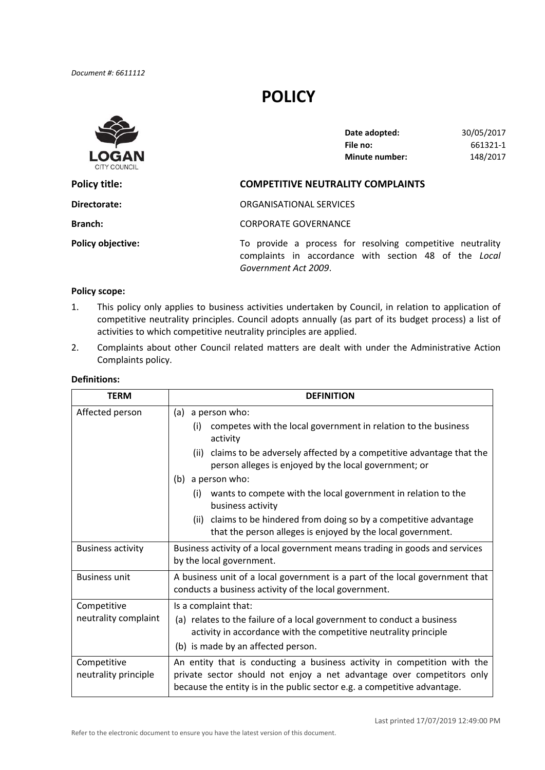Document #: 6611112

# POLICY

| | |
|---|---|
| **Date adopted:** | 30/05/2017 |
| **File no:** | 661321-1 |
| **Minute number:** | 148/2017 |

**Policy title:** **COMPETITIVE NEUTRALITY COMPLAINTS**

**Directorate:** ORGANISATIONAL SERVICES

**Branch:** CORPORATE GOVERNANCE

**Policy objective:** To provide a process for resolving competitive neutrality complaints in accordance with section 48 of the *Local Government Act 2009*.

**Policy scope:**

1. This policy only applies to business activities undertaken by Council, in relation to application of competitive neutrality principles. Council adopts annually (as part of its budget process) a list of activities to which competitive neutrality principles are applied.
2. Complaints about other Council related matters are dealt with under the Administrative Action Complaints policy.

**Definitions:**

| TERM | DEFINITION |
|---|---|
| Affected person | (a) a person who:<br>(i) competes with the local government in relation to the business activity<br>(ii) claims to be adversely affected by a competitive advantage that the person alleges is enjoyed by the local government; or<br>(b) a person who:<br>(i) wants to compete with the local government in relation to the business activity<br>(ii) claims to be hindered from doing so by a competitive advantage that the person alleges is enjoyed by the local government. |
| Business activity | Business activity of a local government means trading in goods and services by the local government. |
| Business unit | A business unit of a local government is a part of the local government that conducts a business activity of the local government. |
| Competitive neutrality complaint | Is a complaint that:<br>(a) relates to the failure of a local government to conduct a business activity in accordance with the competitive neutrality principle<br>(b) is made by an affected person. |
| Competitive neutrality principle | An entity that is conducting a business activity in competition with the private sector should not enjoy a net advantage over competitors only because the entity is in the public sector e.g. a competitive advantage. |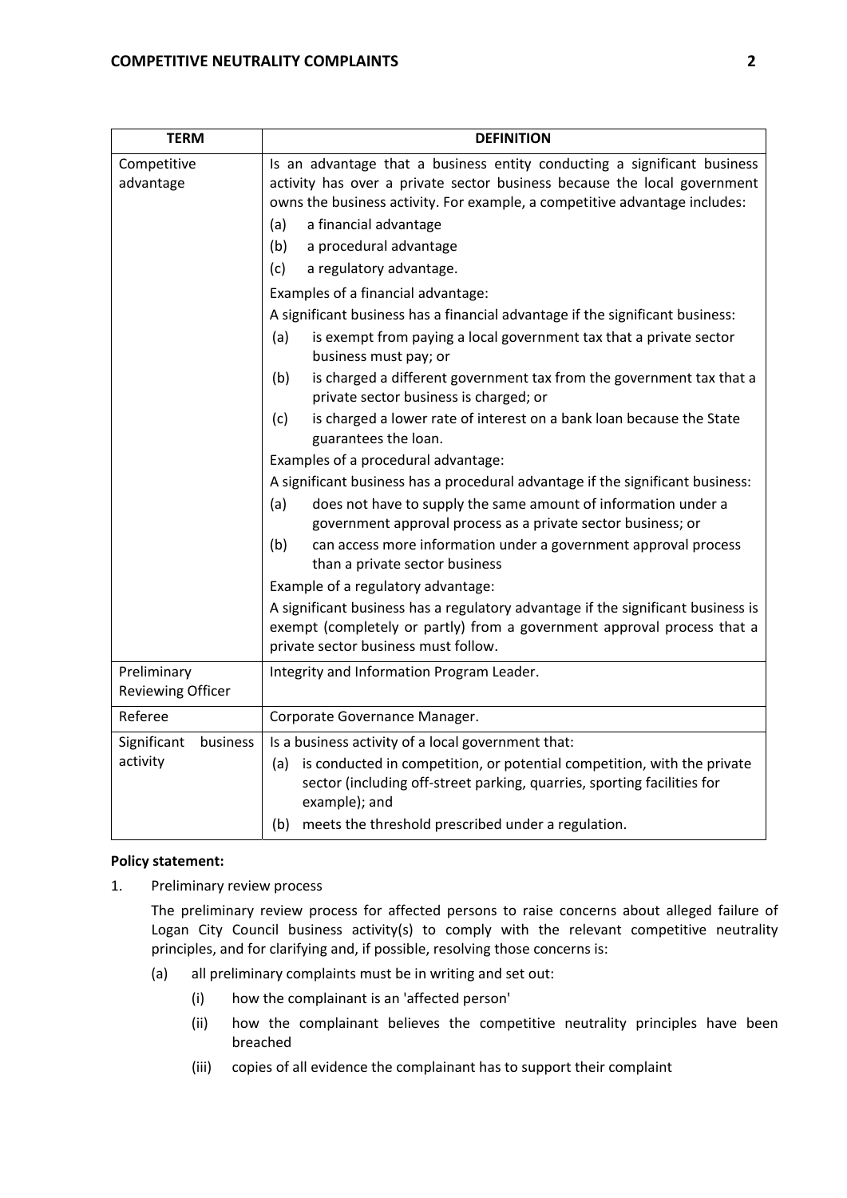| TERM | DEFINITION |
| --- | --- |
| Competitive advantage | Is an advantage that a business entity conducting a significant business activity has over a private sector business because the local government owns the business activity. For example, a competitive advantage includes:<br>(a) a financial advantage<br>(b) a procedural advantage<br>(c) a regulatory advantage.<br>Examples of a financial advantage:<br>A significant business has a financial advantage if the significant business:<br>(a) is exempt from paying a local government tax that a private sector business must pay; or<br>(b) is charged a different government tax from the government tax that a private sector business is charged; or<br>(c) is charged a lower rate of interest on a bank loan because the State guarantees the loan.<br>Examples of a procedural advantage:<br>A significant business has a procedural advantage if the significant business:<br>(a) does not have to supply the same amount of information under a government approval process as a private sector business; or<br>(b) can access more information under a government approval process than a private sector business<br>Example of a regulatory advantage:<br>A significant business has a regulatory advantage if the significant business is exempt (completely or partly) from a government approval process that a private sector business must follow. |
| Preliminary Reviewing Officer | Integrity and Information Program Leader. |
| Referee | Corporate Governance Manager. |
| Significant business activity | Is a business activity of a local government that:<br>(a) is conducted in competition, or potential competition, with the private sector (including off-street parking, quarries, sporting facilities for example); and<br>(b) meets the threshold prescribed under a regulation. |

**Policy statement:**

1. Preliminary review process

   The preliminary review process for affected persons to raise concerns about alleged failure of Logan City Council business activity(s) to comply with the relevant competitive neutrality principles, and for clarifying and, if possible, resolving those concerns is:

   (a) all preliminary complaints must be in writing and set out:

      (i) how the complainant is an 'affected person'

      (ii) how the complainant believes the competitive neutrality principles have been breached

      (iii) copies of all evidence the complainant has to support their complaint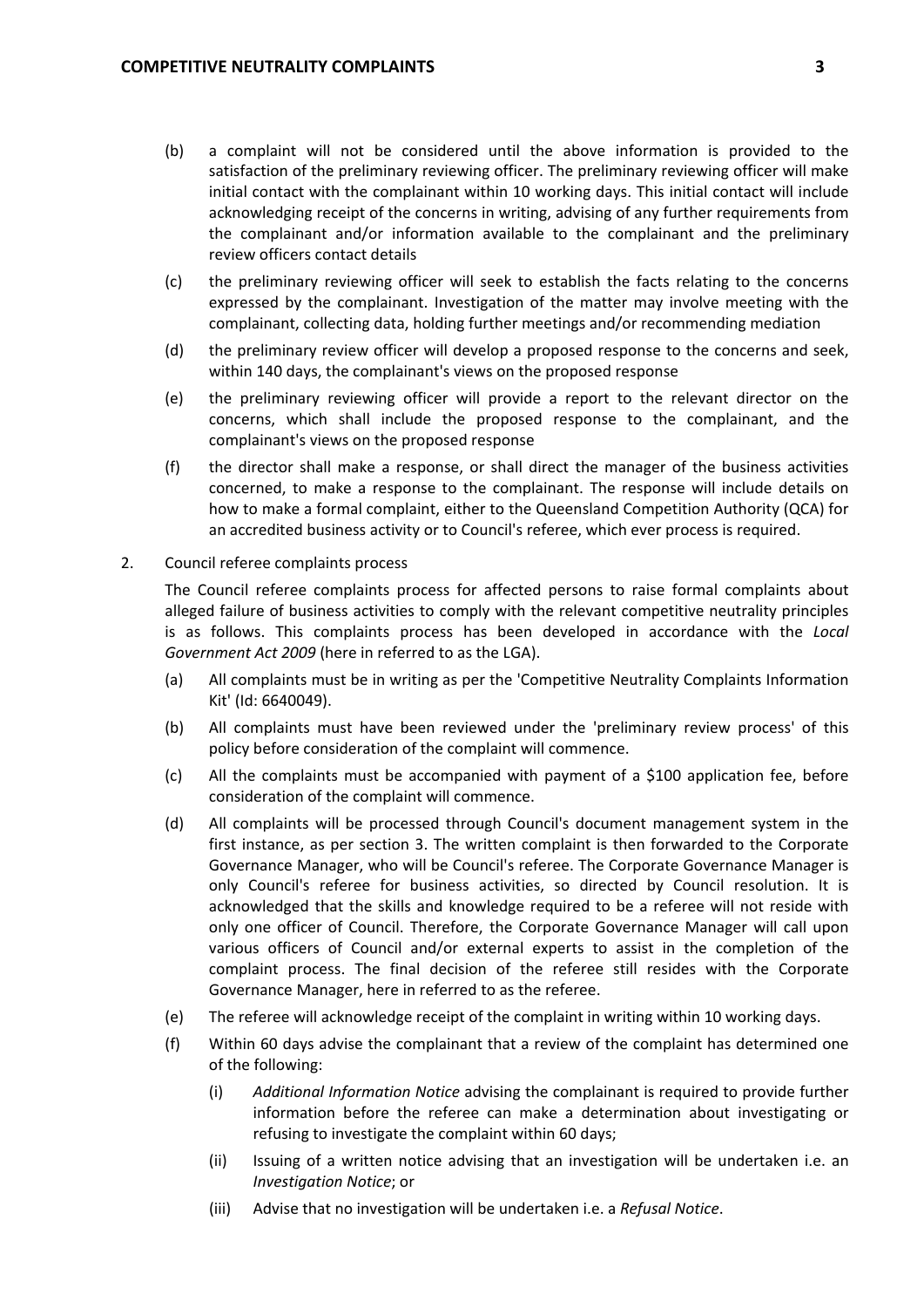(b) a complaint will not be considered until the above information is provided to the satisfaction of the preliminary reviewing officer. The preliminary reviewing officer will make initial contact with the complainant within 10 working days. This initial contact will include acknowledging receipt of the concerns in writing, advising of any further requirements from the complainant and/or information available to the complainant and the preliminary review officers contact details

(c) the preliminary reviewing officer will seek to establish the facts relating to the concerns expressed by the complainant. Investigation of the matter may involve meeting with the complainant, collecting data, holding further meetings and/or recommending mediation

(d) the preliminary review officer will develop a proposed response to the concerns and seek, within 140 days, the complainant's views on the proposed response

(e) the preliminary reviewing officer will provide a report to the relevant director on the concerns, which shall include the proposed response to the complainant, and the complainant's views on the proposed response

(f) the director shall make a response, or shall direct the manager of the business activities concerned, to make a response to the complainant. The response will include details on how to make a formal complaint, either to the Queensland Competition Authority (QCA) for an accredited business activity or to Council's referee, which ever process is required.

2. Council referee complaints process

The Council referee complaints process for affected persons to raise formal complaints about alleged failure of business activities to comply with the relevant competitive neutrality principles is as follows. This complaints process has been developed in accordance with the *Local Government Act 2009* (here in referred to as the LGA).

(a) All complaints must be in writing as per the 'Competitive Neutrality Complaints Information Kit' (Id: 6640049).

(b) All complaints must have been reviewed under the 'preliminary review process' of this policy before consideration of the complaint will commence.

(c) All the complaints must be accompanied with payment of a $100 application fee, before consideration of the complaint will commence.

(d) All complaints will be processed through Council's document management system in the first instance, as per section 3. The written complaint is then forwarded to the Corporate Governance Manager, who will be Council's referee. The Corporate Governance Manager is only Council's referee for business activities, so directed by Council resolution. It is acknowledged that the skills and knowledge required to be a referee will not reside with only one officer of Council. Therefore, the Corporate Governance Manager will call upon various officers of Council and/or external experts to assist in the completion of the complaint process. The final decision of the referee still resides with the Corporate Governance Manager, here in referred to as the referee.

(e) The referee will acknowledge receipt of the complaint in writing within 10 working days.

(f) Within 60 days advise the complainant that a review of the complaint has determined one of the following:

   (i) *Additional Information Notice* advising the complainant is required to provide further information before the referee can make a determination about investigating or refusing to investigate the complaint within 60 days;

   (ii) Issuing of a written notice advising that an investigation will be undertaken i.e. an *Investigation Notice*; or

   (iii) Advise that no investigation will be undertaken i.e. a *Refusal Notice*.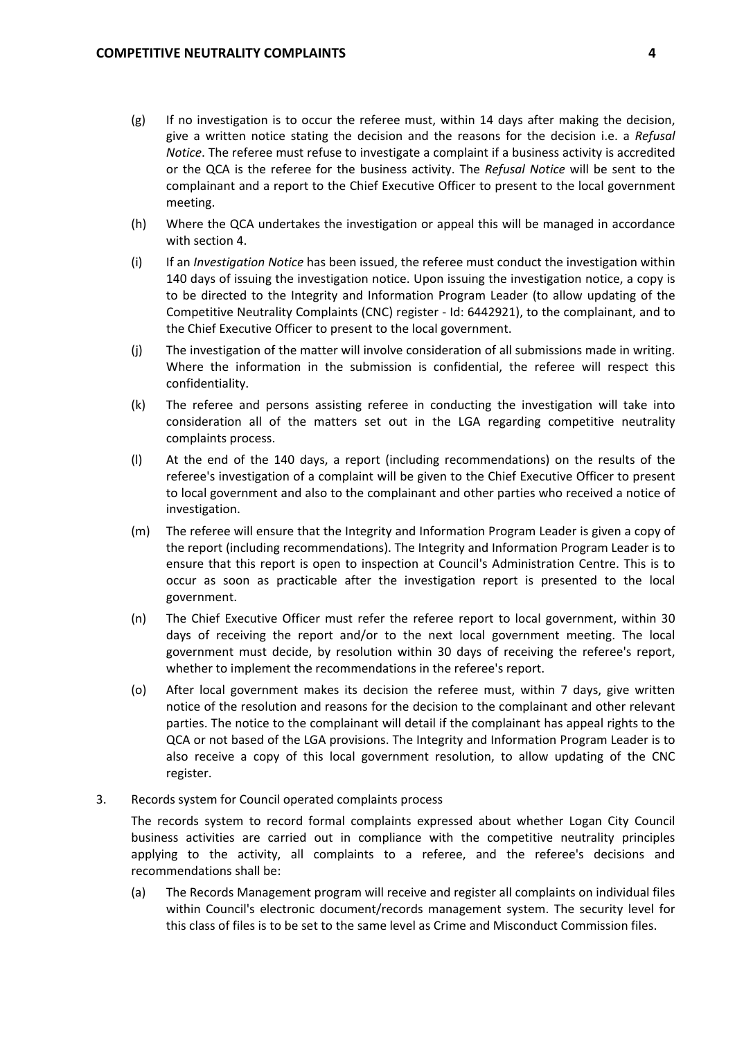(g) If no investigation is to occur the referee must, within 14 days after making the decision, give a written notice stating the decision and the reasons for the decision i.e. a *Refusal Notice*. The referee must refuse to investigate a complaint if a business activity is accredited or the QCA is the referee for the business activity. The *Refusal Notice* will be sent to the complainant and a report to the Chief Executive Officer to present to the local government meeting.

(h) Where the QCA undertakes the investigation or appeal this will be managed in accordance with section 4.

(i) If an *Investigation Notice* has been issued, the referee must conduct the investigation within 140 days of issuing the investigation notice. Upon issuing the investigation notice, a copy is to be directed to the Integrity and Information Program Leader (to allow updating of the Competitive Neutrality Complaints (CNC) register - Id: 6442921), to the complainant, and to the Chief Executive Officer to present to the local government.

(j) The investigation of the matter will involve consideration of all submissions made in writing. Where the information in the submission is confidential, the referee will respect this confidentiality.

(k) The referee and persons assisting referee in conducting the investigation will take into consideration all of the matters set out in the LGA regarding competitive neutrality complaints process.

(l) At the end of the 140 days, a report (including recommendations) on the results of the referee's investigation of a complaint will be given to the Chief Executive Officer to present to local government and also to the complainant and other parties who received a notice of investigation.

(m) The referee will ensure that the Integrity and Information Program Leader is given a copy of the report (including recommendations). The Integrity and Information Program Leader is to ensure that this report is open to inspection at Council's Administration Centre. This is to occur as soon as practicable after the investigation report is presented to the local government.

(n) The Chief Executive Officer must refer the referee report to local government, within 30 days of receiving the report and/or to the next local government meeting. The local government must decide, by resolution within 30 days of receiving the referee's report, whether to implement the recommendations in the referee's report.

(o) After local government makes its decision the referee must, within 7 days, give written notice of the resolution and reasons for the decision to the complainant and other relevant parties. The notice to the complainant will detail if the complainant has appeal rights to the QCA or not based of the LGA provisions. The Integrity and Information Program Leader is to also receive a copy of this local government resolution, to allow updating of the CNC register.

3. Records system for Council operated complaints process

The records system to record formal complaints expressed about whether Logan City Council business activities are carried out in compliance with the competitive neutrality principles applying to the activity, all complaints to a referee, and the referee's decisions and recommendations shall be:

(a) The Records Management program will receive and register all complaints on individual files within Council's electronic document/records management system. The security level for this class of files is to be set to the same level as Crime and Misconduct Commission files.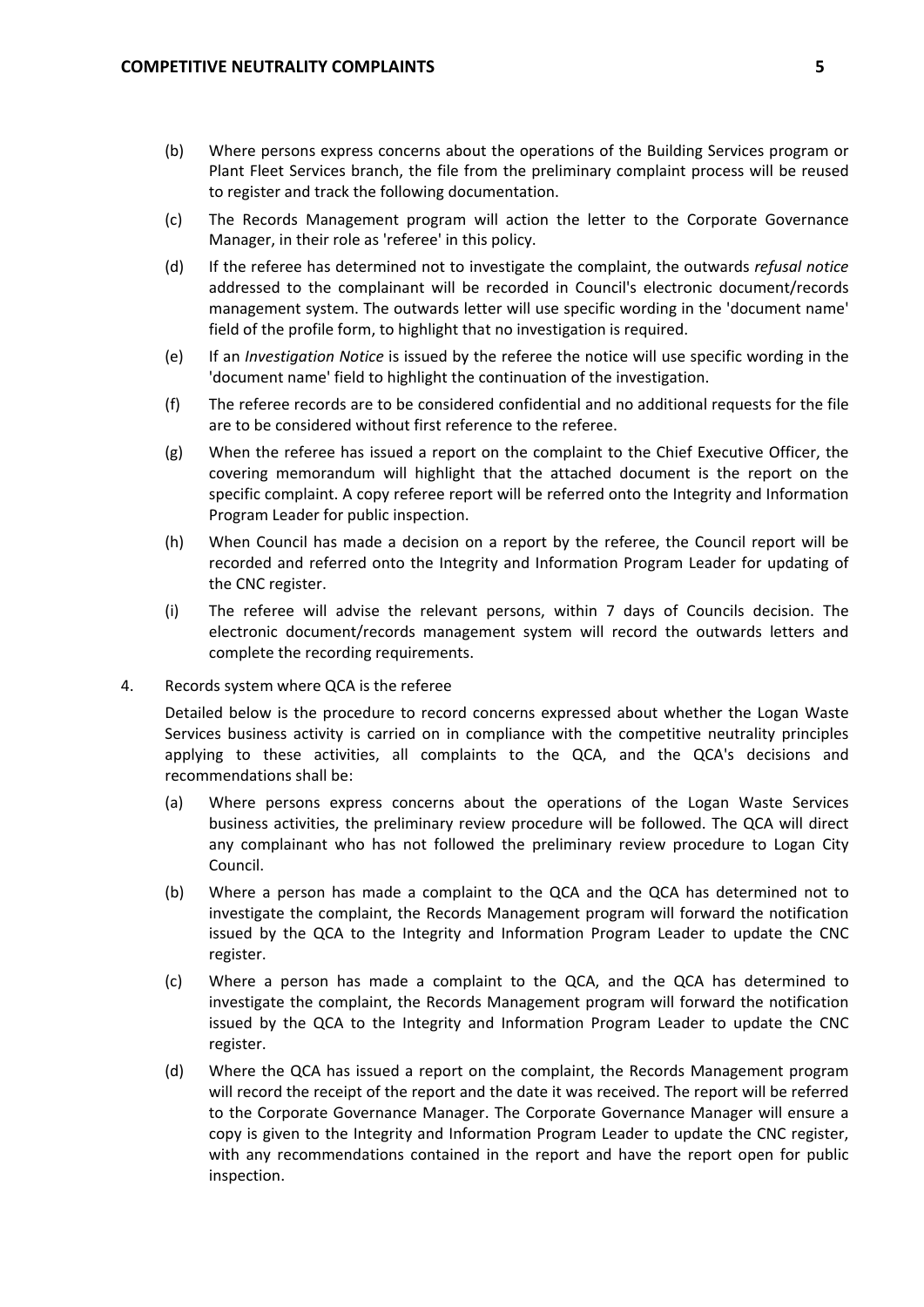(b) Where persons express concerns about the operations of the Building Services program or Plant Fleet Services branch, the file from the preliminary complaint process will be reused to register and track the following documentation.

(c) The Records Management program will action the letter to the Corporate Governance Manager, in their role as 'referee' in this policy.

(d) If the referee has determined not to investigate the complaint, the outwards *refusal notice* addressed to the complainant will be recorded in Council's electronic document/records management system. The outwards letter will use specific wording in the 'document name' field of the profile form, to highlight that no investigation is required.

(e) If an *Investigation Notice* is issued by the referee the notice will use specific wording in the 'document name' field to highlight the continuation of the investigation.

(f) The referee records are to be considered confidential and no additional requests for the file are to be considered without first reference to the referee.

(g) When the referee has issued a report on the complaint to the Chief Executive Officer, the covering memorandum will highlight that the attached document is the report on the specific complaint. A copy referee report will be referred onto the Integrity and Information Program Leader for public inspection.

(h) When Council has made a decision on a report by the referee, the Council report will be recorded and referred onto the Integrity and Information Program Leader for updating of the CNC register.

(i) The referee will advise the relevant persons, within 7 days of Councils decision. The electronic document/records management system will record the outwards letters and complete the recording requirements.

4. Records system where QCA is the referee

Detailed below is the procedure to record concerns expressed about whether the Logan Waste Services business activity is carried on in compliance with the competitive neutrality principles applying to these activities, all complaints to the QCA, and the QCA's decisions and recommendations shall be:

(a) Where persons express concerns about the operations of the Logan Waste Services business activities, the preliminary review procedure will be followed. The QCA will direct any complainant who has not followed the preliminary review procedure to Logan City Council.

(b) Where a person has made a complaint to the QCA and the QCA has determined not to investigate the complaint, the Records Management program will forward the notification issued by the QCA to the Integrity and Information Program Leader to update the CNC register.

(c) Where a person has made a complaint to the QCA, and the QCA has determined to investigate the complaint, the Records Management program will forward the notification issued by the QCA to the Integrity and Information Program Leader to update the CNC register.

(d) Where the QCA has issued a report on the complaint, the Records Management program will record the receipt of the report and the date it was received. The report will be referred to the Corporate Governance Manager. The Corporate Governance Manager will ensure a copy is given to the Integrity and Information Program Leader to update the CNC register, with any recommendations contained in the report and have the report open for public inspection.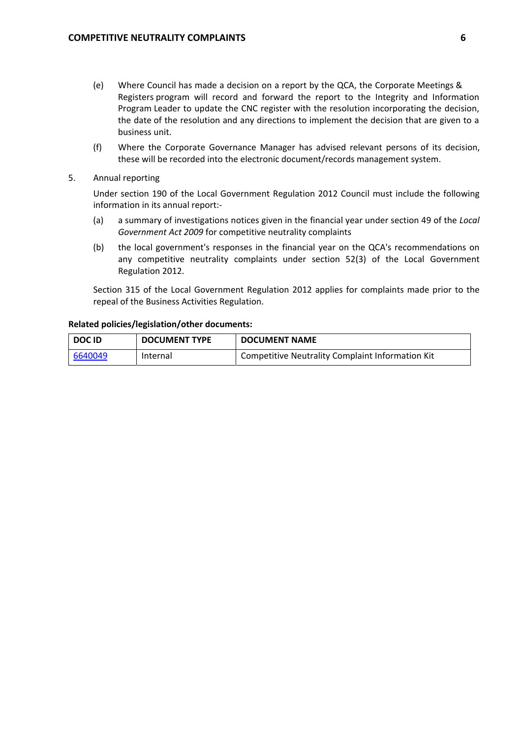(e) Where Council has made a decision on a report by the QCA, the Corporate Meetings & Registers program will record and forward the report to the Integrity and Information Program Leader to update the CNC register with the resolution incorporating the decision, the date of the resolution and any directions to implement the decision that are given to a business unit.

(f) Where the Corporate Governance Manager has advised relevant persons of its decision, these will be recorded into the electronic document/records management system.

5. Annual reporting

Under section 190 of the Local Government Regulation 2012 Council must include the following information in its annual report:-

(a) a summary of investigations notices given in the financial year under section 49 of the *Local Government Act 2009* for competitive neutrality complaints

(b) the local government's responses in the financial year on the QCA's recommendations on any competitive neutrality complaints under section 52(3) of the Local Government Regulation 2012.

Section 315 of the Local Government Regulation 2012 applies for complaints made prior to the repeal of the Business Activities Regulation.

**Related policies/legislation/other documents:**

| DOC ID | DOCUMENT TYPE | DOCUMENT NAME |
|---|---|---|
| 6640049 | Internal | Competitive Neutrality Complaint Information Kit |